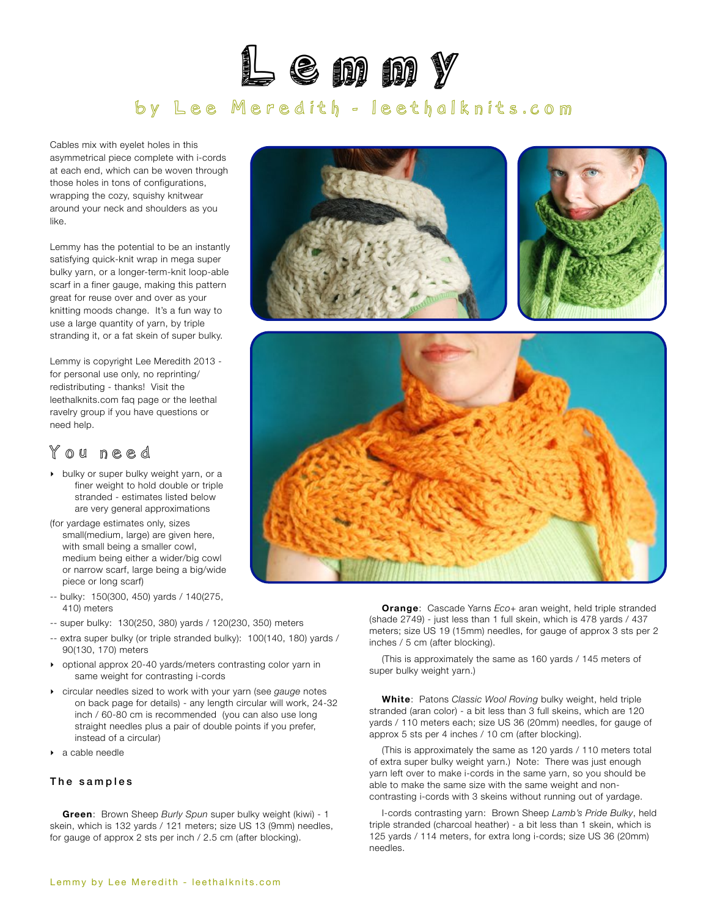# Lemmy

## by Lee Meredith - leethalknits.com

Cables mix with eyelet holes in this asymmetrical piece complete with i-cords at each end, which can be woven through those holes in tons of configurations, wrapping the cozy, squishy knitwear around your neck and shoulders as you like.

Lemmy has the potential to be an instantly satisfying quick-knit wrap in mega super bulky yarn, or a longer-term-knit loop-able scarf in a finer gauge, making this pattern great for reuse over and over as your knitting moods change. It's a fun way to use a large quantity of yarn, by triple stranding it, or a fat skein of super bulky.

Lemmy is copyright Lee Meredith 2013 - for personal use only, no reprinting/ redistributing - thanks! Visit the leethalknits.com faq page or the leethal ravelry group if you have questions or need help.

## You need

- bulky or super bulky weight yarn, or a finer weight to hold double or triple stranded - estimates listed below are very general approximations

(for yardage estimates only, sizes small(medium, large) are given here, with small being a smaller cowl, medium being either a wider/big cowl or narrow scarf, large being a big/wide piece or long scarf)

-- bulky: 150(300, 450) yards / 140(275, 410) meters

-- super bulky: 130(250, 380) yards / 120(230, 350) meters

-- extra super bulky (or triple stranded bulky): 100(140, 180) yards / 90(130, 170) meters

- optional approx 20-40 yards/meters contrasting color yarn in same weight for contrasting i-cords
- circular needles sized to work with your yarn (see *gauge* notes on back page for details) - any length circular will work, 24-32 inch / 60-80 cm is recommended (you can also use long straight needles plus a pair of double points if you prefer, instead of a circular)
- a cable needle

### The samples

**Green**: Brown Sheep *Burly Spun* super bulky weight (kiwi) - 1 skein, which is 132 yards / 121 meters; size US 13 (9mm) needles, for gauge of approx 2 sts per inch / 2.5 cm (after blocking).

**Orange**: Cascade Yarns *Eco+* aran weight, held triple stranded (shade 2749) - just less than 1 full skein, which is 478 yards / 437 meters; size US 19 (15mm) needles, for gauge of approx 3 sts per 2 inches / 5 cm (after blocking).

(This is approximately the same as 160 yards / 145 meters of super bulky weight yarn.)

**White**: Patons *Classic Wool Roving* bulky weight, held triple stranded (aran color) - a bit less than 3 full skeins, which are 120 yards / 110 meters each; size US 36 (20mm) needles, for gauge of approx 5 sts per 4 inches / 10 cm (after blocking).

(This is approximately the same as 120 yards / 110 meters total of extra super bulky weight yarn.) Note: There was just enough yarn left over to make i-cords in the same yarn, so you should be able to make the same size with the same weight and non-contrasting i-cords with 3 skeins without running out of yardage.

I-cords contrasting yarn: Brown Sheep *Lamb's Pride Bulky*, held triple stranded (charcoal heather) - a bit less than 1 skein, which is 125 yards / 114 meters, for extra long i-cords; size US 36 (20mm) needles.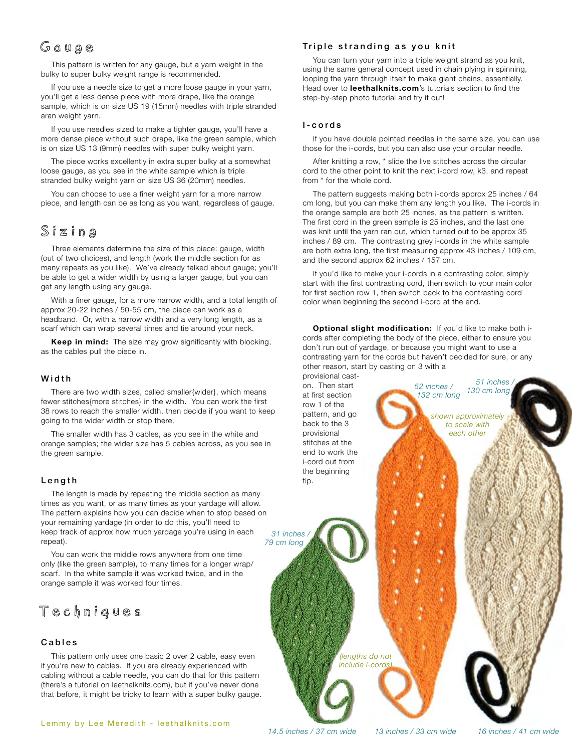## Gauge

This pattern is written for any gauge, but a yarn weight in the bulky to super bulky weight range is recommended.

If you use a needle size to get a more loose gauge in your yarn, you'll get a less dense piece with more drape, like the orange sample, which is on size US 19 (15mm) needles with triple stranded aran weight yarn.

If you use needles sized to make a tighter gauge, you'll have a more dense piece without such drape, like the green sample, which is on size US 13 (9mm) needles with super bulky weight yarn.

The piece works excellently in extra super bulky at a somewhat loose gauge, as you see in the white sample which is triple stranded bulky weight yarn on size US 36 (20mm) needles.

You can choose to use a finer weight yarn for a more narrow piece, and length can be as long as you want, regardless of gauge.

## Sizing

Three elements determine the size of this piece: gauge, width (out of two choices), and length (work the middle section for as many repeats as you like). We've already talked about gauge; you'll be able to get a wider width by using a larger gauge, but you can get any length using any gauge.

With a finer gauge, for a more narrow width, and a total length of approx 20-22 inches / 50-55 cm, the piece can work as a headband. Or, with a narrow width and a very long length, as a scarf which can wrap several times and tie around your neck.

**Keep in mind:** The size may grow significantly with blocking, as the cables pull the piece in.

### Width

There are two width sizes, called smaller{wider}, which means fewer stitches{more stitches} in the width. You can work the first 38 rows to reach the smaller width, then decide if you want to keep going to the wider width or stop there.

The smaller width has 3 cables, as you see in the white and orange samples; the wider size has 5 cables across, as you see in the green sample.

### Length

The length is made by repeating the middle section as many times as you want, or as many times as your yardage will allow. The pattern explains how you can decide when to stop based on your remaining yardage (in order to do this, you'll need to keep track of approx how much yardage you're using in each repeat).

You can work the middle rows anywhere from one time only (like the green sample), to many times for a longer wrap/scarf. In the white sample it was worked twice, and in the orange sample it was worked four times.

## Techniques

### Cables

This pattern only uses one basic 2 over 2 cable, easy even if you're new to cables. If you are already experienced with cabling without a cable needle, you can do that for this pattern (there's a tutorial on leethalknits.com), but if you've never done that before, it might be tricky to learn with a super bulky gauge.

### Triple stranding as you knit

You can turn your yarn into a triple weight strand as you knit, using the same general concept used in chain plying in spinning, looping the yarn through itself to make giant chains, essentially. Head over to **leethalknits.com**'s tutorials section to find the step-by-step photo tutorial and try it out!

### I-cords

If you have double pointed needles in the same size, you can use those for the i-cords, but you can also use your circular needle.

After knitting a row, * slide the live stitches across the circular cord to the other point to knit the next i-cord row, k3, and repeat from * for the whole cord.

The pattern suggests making both i-cords approx 25 inches / 64 cm long, but you can make them any length you like. The i-cords in the orange sample are both 25 inches, as the pattern is written. The first cord in the green sample is 25 inches, and the last one was knit until the yarn ran out, which turned out to be approx 35 inches / 89 cm. The contrasting grey i-cords in the white sample are both extra long, the first measuring approx 43 inches / 109 cm, and the second approx 62 inches / 157 cm.

If you'd like to make your i-cords in a contrasting color, simply start with the first contrasting cord, then switch to your main color for first section row 1, then switch back to the contrasting cord color when beginning the second i-cord at the end.

**Optional slight modification:** If you'd like to make both i-cords after completing the body of the piece, either to ensure you don't run out of yardage, or because you might want to use a contrasting yarn for the cords but haven't decided for sure, or any other reason, start by casting on 3 with a provisional cast-on. Then start at first section row 1 of the pattern, and go back to the 3 provisional stitches at the end to work the i-cord out from the beginning tip.

31 inches / 79 cm long

52 inches / 132 cm long

51 inches / 130 cm long

shown approximately to scale with each other

(lengths do not include i-cords)

14.5 inches / 37 cm wide

13 inches / 33 cm wide

16 inches / 41 cm wide